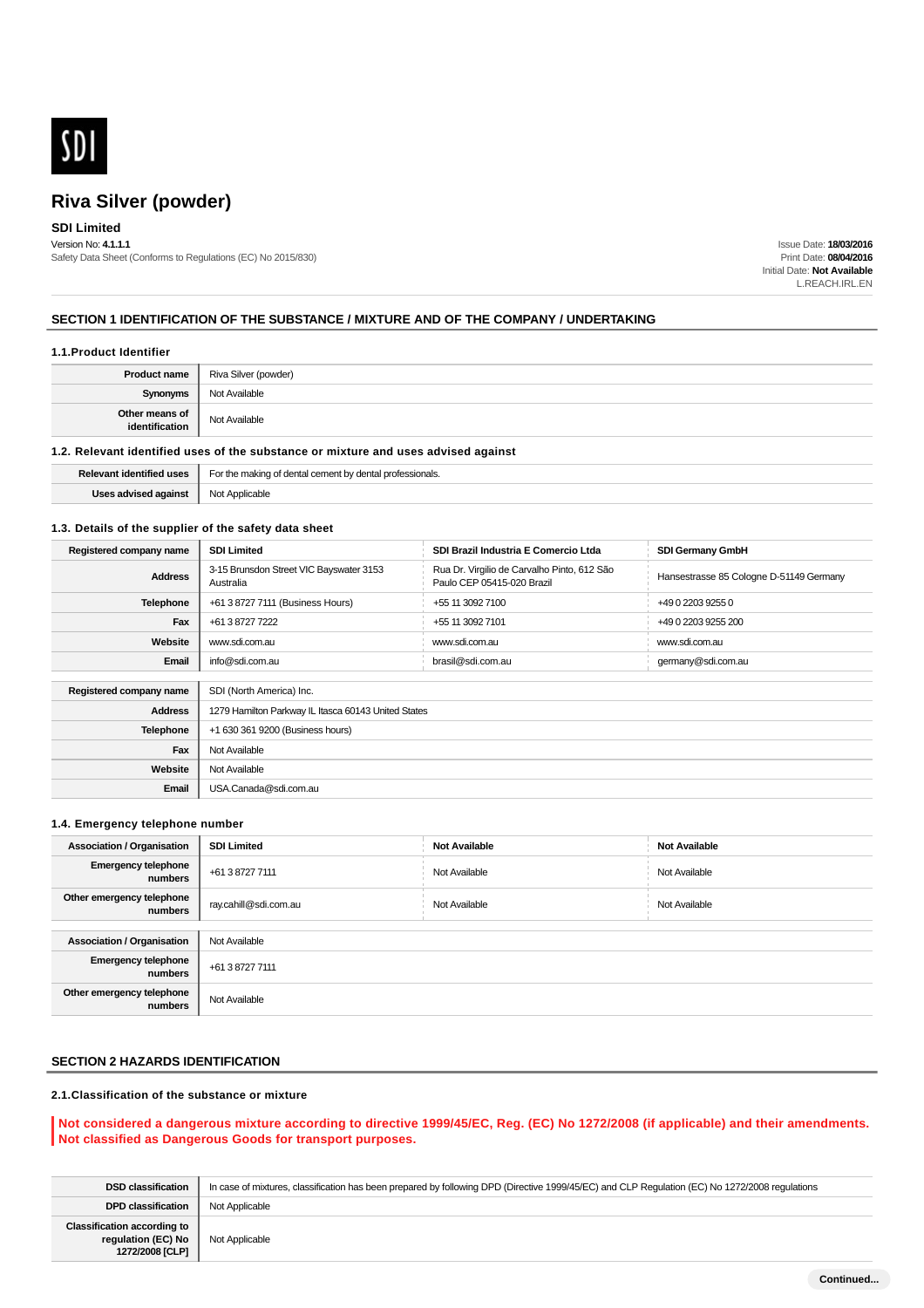SDI

# Riva Silver (powder)

**SDI Limited**

Version No: **4.1.1.1**

Safety Data Sheet (Conforms to Regulations (EC) No 2015/830)

Issue Date: **18/03/2016**
Print Date: **08/04/2016**
Initial Date: **Not Available**
L.REACH.IRL.EN

## SECTION 1 IDENTIFICATION OF THE SUBSTANCE / MIXTURE AND OF THE COMPANY / UNDERTAKING

### 1.1.Product Identifier

| | |
|---|---|
| **Product name** | Riva Silver (powder) |
| **Synonyms** | Not Available |
| **Other means of identification** | Not Available |

### 1.2. Relevant identified uses of the substance or mixture and uses advised against

| | |
|---|---|
| **Relevant identified uses** | For the making of dental cement by dental professionals. |
| **Uses advised against** | Not Applicable |

### 1.3. Details of the supplier of the safety data sheet

| | | | |
|---|---|---|---|
| **Registered company name** | **SDI Limited** | **SDI Brazil Industria E Comercio Ltda** | **SDI Germany GmbH** |
| **Address** | 3-15 Brunsdon Street VIC Bayswater 3153 Australia | Rua Dr. Virgilio de Carvalho Pinto, 612 São Paulo CEP 05415-020 Brazil | Hansestrasse 85 Cologne D-51149 Germany |
| **Telephone** | +61 3 8727 7111 (Business Hours) | +55 11 3092 7100 | +49 0 2203 9255 0 |
| **Fax** | +61 3 8727 7222 | +55 11 3092 7101 | +49 0 2203 9255 200 |
| **Website** | www.sdi.com.au | www.sdi.com.au | www.sdi.com.au |
| **Email** | info@sdi.com.au | brasil@sdi.com.au | germany@sdi.com.au |

| | |
|---|---|
| **Registered company name** | SDI (North America) Inc. |
| **Address** | 1279 Hamilton Parkway IL Itasca 60143 United States |
| **Telephone** | +1 630 361 9200 (Business hours) |
| **Fax** | Not Available |
| **Website** | Not Available |
| **Email** | USA.Canada@sdi.com.au |

### 1.4. Emergency telephone number

| | | | |
|---|---|---|---|
| **Association / Organisation** | **SDI Limited** | **Not Available** | **Not Available** |
| **Emergency telephone numbers** | +61 3 8727 7111 | Not Available | Not Available |
| **Other emergency telephone numbers** | ray.cahill@sdi.com.au | Not Available | Not Available |

| | |
|---|---|
| **Association / Organisation** | Not Available |
| **Emergency telephone numbers** | +61 3 8727 7111 |
| **Other emergency telephone numbers** | Not Available |

## SECTION 2 HAZARDS IDENTIFICATION

### 2.1.Classification of the substance or mixture

**Not considered a dangerous mixture according to directive 1999/45/EC, Reg. (EC) No 1272/2008 (if applicable) and their amendments. Not classified as Dangerous Goods for transport purposes.**

| | |
|---|---|
| **DSD classification** | In case of mixtures, classification has been prepared by following DPD (Directive 1999/45/EC) and CLP Regulation (EC) No 1272/2008 regulations |
| **DPD classification** | Not Applicable |
| **Classification according to regulation (EC) No 1272/2008 [CLP]** | Not Applicable |

Continued...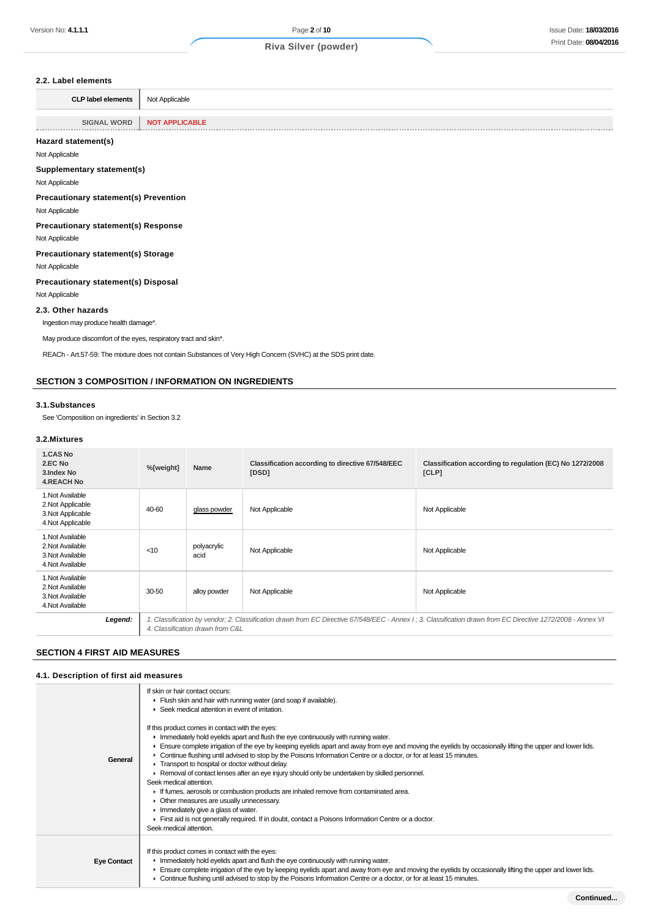### 2.2. Label elements

| CLP label elements | Not Applicable |
|---|---|
| SIGNAL WORD | **NOT APPLICABLE** |

#### Hazard statement(s)

Not Applicable

#### Supplementary statement(s)

Not Applicable

#### Precautionary statement(s) Prevention

Not Applicable

#### Precautionary statement(s) Response

Not Applicable

#### Precautionary statement(s) Storage

Not Applicable

#### Precautionary statement(s) Disposal

Not Applicable

### 2.3. Other hazards

Ingestion may produce health damage*.

May produce discomfort of the eyes, respiratory tract and skin*.

REACh - Art.57-59: The mixture does not contain Substances of Very High Concern (SVHC) at the SDS print date.

## SECTION 3 COMPOSITION / INFORMATION ON INGREDIENTS

### 3.1.Substances

See 'Composition on ingredients' in Section 3.2

### 3.2.Mixtures

| 1.CAS No<br>2.EC No<br>3.Index No<br>4.REACH No | %[weight] | Name | Classification according to directive 67/548/EEC [DSD] | Classification according to regulation (EC) No 1272/2008 [CLP] |
|---|---|---|---|---|
| 1.Not Available<br>2.Not Applicable<br>3.Not Applicable<br>4.Not Applicable | 40-60 | glass powder | Not Applicable | Not Applicable |
| 1.Not Available<br>2.Not Available<br>3.Not Available<br>4.Not Available | <10 | polyacrylic acid | Not Applicable | Not Applicable |
| 1.Not Available<br>2.Not Available<br>3.Not Available<br>4.Not Available | 30-50 | alloy powder | Not Applicable | Not Applicable |
| ***Legend:*** | *1. Classification by vendor; 2. Classification drawn from EC Directive 67/548/EEC - Annex I ; 3. Classification drawn from EC Directive 1272/2008 - Annex VI 4. Classification drawn from C&L* | | | |

## SECTION 4 FIRST AID MEASURES

### 4.1. Description of first aid measures

| | |
|---|---|
| **General** | If skin or hair contact occurs:<br>▸ Flush skin and hair with running water (and soap if available).<br>▸ Seek medical attention in event of irritation.<br><br>If this product comes in contact with the eyes:<br>▸ Immediately hold eyelids apart and flush the eye continuously with running water.<br>▸ Ensure complete irrigation of the eye by keeping eyelids apart and away from eye and moving the eyelids by occasionally lifting the upper and lower lids.<br>▸ Continue flushing until advised to stop by the Poisons Information Centre or a doctor, or for at least 15 minutes.<br>▸ Transport to hospital or doctor without delay.<br>▸ Removal of contact lenses after an eye injury should only be undertaken by skilled personnel.<br>Seek medical attention.<br>▸ If fumes, aerosols or combustion products are inhaled remove from contaminated area.<br>▸ Other measures are usually unnecessary.<br>▸ Immediately give a glass of water.<br>▸ First aid is not generally required. If in doubt, contact a Poisons Information Centre or a doctor.<br>Seek medical attention. |
| **Eye Contact** | If this product comes in contact with the eyes:<br>▸ Immediately hold eyelids apart and flush the eye continuously with running water.<br>▸ Ensure complete irrigation of the eye by keeping eyelids apart and away from eye and moving the eyelids by occasionally lifting the upper and lower lids.<br>▸ Continue flushing until advised to stop by the Poisons Information Centre or a doctor, or for at least 15 minutes. |

Continued...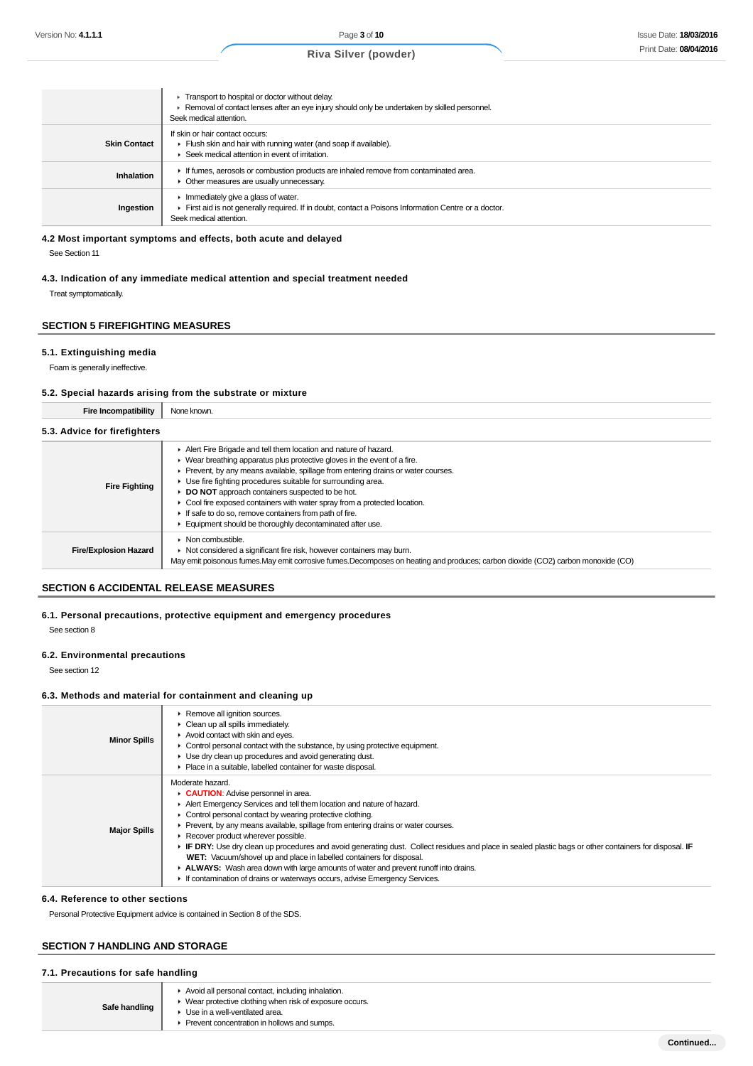| | |
|---|---|
| | ▸ Transport to hospital or doctor without delay.<br>▸ Removal of contact lenses after an eye injury should only be undertaken by skilled personnel.<br>Seek medical attention. |
| **Skin Contact** | If skin or hair contact occurs:<br>▸ Flush skin and hair with running water (and soap if available).<br>▸ Seek medical attention in event of irritation. |
| **Inhalation** | ▸ If fumes, aerosols or combustion products are inhaled remove from contaminated area.<br>▸ Other measures are usually unnecessary. |
| **Ingestion** | ▸ Immediately give a glass of water.<br>▸ First aid is not generally required. If in doubt, contact a Poisons Information Centre or a doctor.<br>Seek medical attention. |

### 4.2 Most important symptoms and effects, both acute and delayed

See Section 11

### 4.3. Indication of any immediate medical attention and special treatment needed

Treat symptomatically.

## SECTION 5 FIREFIGHTING MEASURES

### 5.1. Extinguishing media

Foam is generally ineffective.

### 5.2. Special hazards arising from the substrate or mixture

| | |
|---|---|
| **Fire Incompatibility** | None known. |

### 5.3. Advice for firefighters

| | |
|---|---|
| **Fire Fighting** | ▸ Alert Fire Brigade and tell them location and nature of hazard.<br>▸ Wear breathing apparatus plus protective gloves in the event of a fire.<br>▸ Prevent, by any means available, spillage from entering drains or water courses.<br>▸ Use fire fighting procedures suitable for surrounding area.<br>▸ **DO NOT** approach containers suspected to be hot.<br>▸ Cool fire exposed containers with water spray from a protected location.<br>▸ If safe to do so, remove containers from path of fire.<br>▸ Equipment should be thoroughly decontaminated after use. |
| **Fire/Explosion Hazard** | ▸ Non combustible.<br>▸ Not considered a significant fire risk, however containers may burn.<br>May emit poisonous fumes.May emit corrosive fumes.Decomposes on heating and produces; carbon dioxide ($CO_2$) carbon monoxide (CO) |

## SECTION 6 ACCIDENTAL RELEASE MEASURES

### 6.1. Personal precautions, protective equipment and emergency procedures

See section 8

### 6.2. Environmental precautions

See section 12

### 6.3. Methods and material for containment and cleaning up

| | |
|---|---|
| **Minor Spills** | ▸ Remove all ignition sources.<br>▸ Clean up all spills immediately.<br>▸ Avoid contact with skin and eyes.<br>▸ Control personal contact with the substance, by using protective equipment.<br>▸ Use dry clean up procedures and avoid generating dust.<br>▸ Place in a suitable, labelled container for waste disposal. |
| **Major Spills** | Moderate hazard.<br>▸ **CAUTION**: Advise personnel in area.<br>▸ Alert Emergency Services and tell them location and nature of hazard.<br>▸ Control personal contact by wearing protective clothing.<br>▸ Prevent, by any means available, spillage from entering drains or water courses.<br>▸ Recover product wherever possible.<br>▸ **IF DRY:** Use dry clean up procedures and avoid generating dust. Collect residues and place in sealed plastic bags or other containers for disposal. **IF WET:** Vacuum/shovel up and place in labelled containers for disposal.<br>▸ **ALWAYS:** Wash area down with large amounts of water and prevent runoff into drains.<br>▸ If contamination of drains or waterways occurs, advise Emergency Services. |

### 6.4. Reference to other sections

Personal Protective Equipment advice is contained in Section 8 of the SDS.

## SECTION 7 HANDLING AND STORAGE

### 7.1. Precautions for safe handling

| | |
|---|---|
| **Safe handling** | ▸ Avoid all personal contact, including inhalation.<br>▸ Wear protective clothing when risk of exposure occurs.<br>▸ Use in a well-ventilated area.<br>▸ Prevent concentration in hollows and sumps. |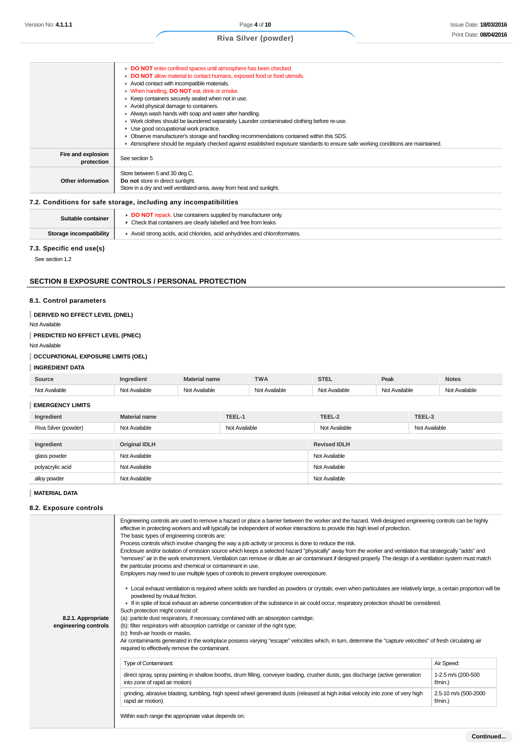| | |
|---|---|
| | DO NOT enter confined spaces until atmosphere has been checked.<br>DO NOT allow material to contact humans, exposed food or food utensils.<br>Avoid contact with incompatible materials.<br>When handling, DO NOT eat, drink or smoke.<br>Keep containers securely sealed when not in use.<br>Avoid physical damage to containers.<br>Always wash hands with soap and water after handling.<br>Work clothes should be laundered separately. Launder contaminated clothing before re-use.<br>Use good occupational work practice.<br>Observe manufacturer's storage and handling recommendations contained within this SDS.<br>Atmosphere should be regularly checked against established exposure standards to ensure safe working conditions are maintained. |
| **Fire and explosion protection** | See section 5 |
| **Other information** | Store between 5 and 30 deg C.<br>**Do not** store in direct sunlight.<br>Store in a dry and well ventilated-area, away from heat and sunlight. |

### 7.2. Conditions for safe storage, including any incompatibilities

| | |
|---|---|
| **Suitable container** | DO NOT repack. Use containers supplied by manufacturer only.<br>Check that containers are clearly labelled and free from leaks |
| **Storage incompatibility** | Avoid strong acids, acid chlorides, acid anhydrides and chloroformates. |

### 7.3. Specific end use(s)

See section 1.2

## SECTION 8 EXPOSURE CONTROLS / PERSONAL PROTECTION

### 8.1. Control parameters

**DERIVED NO EFFECT LEVEL (DNEL)**

Not Available

**PREDICTED NO EFFECT LEVEL (PNEC)**

Not Available

**OCCUPATIONAL EXPOSURE LIMITS (OEL)**

**INGREDIENT DATA**

| Source | Ingredient | Material name | TWA | STEL | Peak | Notes |
|---|---|---|---|---|---|---|
| Not Available | Not Available | Not Available | Not Available | Not Available | Not Available | Not Available |

**EMERGENCY LIMITS**

| Ingredient | Material name | TEEL-1 | TEEL-2 | TEEL-3 |
|---|---|---|---|---|
| Riva Silver (powder) | Not Available | Not Available | Not Available | Not Available |

| Ingredient | Original IDLH | Revised IDLH |
|---|---|---|
| glass powder | Not Available | Not Available |
| polyacrylic acid | Not Available | Not Available |
| alloy powder | Not Available | Not Available |

**MATERIAL DATA**

### 8.2. Exposure controls

**8.2.1. Appropriate engineering controls**

Engineering controls are used to remove a hazard or place a barrier between the worker and the hazard. Well-designed engineering controls can be highly effective in protecting workers and will typically be independent of worker interactions to provide this high level of protection.
The basic types of engineering controls are:
Process controls which involve changing the way a job activity or process is done to reduce the risk.
Enclosure and/or isolation of emission source which keeps a selected hazard "physically" away from the worker and ventilation that strategically "adds" and "removes" air in the work environment. Ventilation can remove or dilute an air contaminant if designed properly. The design of a ventilation system must match the particular process and chemical or contaminant in use.
Employers may need to use multiple types of controls to prevent employee overexposure.

- Local exhaust ventilation is required where solids are handled as powders or crystals; even when particulates are relatively large, a certain proportion will be powdered by mutual friction.
- If in spite of local exhaust an adverse concentration of the substance in air could occur, respiratory protection should be considered.

Such protection might consist of:
(a): particle dust respirators, if necessary, combined with an absorption cartridge;
(b): filter respirators with absorption cartridge or canister of the right type;
(c): fresh-air hoods or masks.
Air contaminants generated in the workplace possess varying "escape" velocities which, in turn, determine the "capture velocities" of fresh circulating air required to effectively remove the contaminant.

| Type of Contaminant: | Air Speed: |
|---|---|
| direct spray, spray painting in shallow booths, drum filling, conveyer loading, crusher dusts, gas discharge (active generation into zone of rapid air motion) | 1-2.5 m/s (200-500 f/min.) |
| grinding, abrasive blasting, tumbling, high speed wheel generated dusts (released at high initial velocity into zone of very high rapid air motion). | 2.5-10 m/s (500-2000 f/min.) |

Within each range the appropriate value depends on: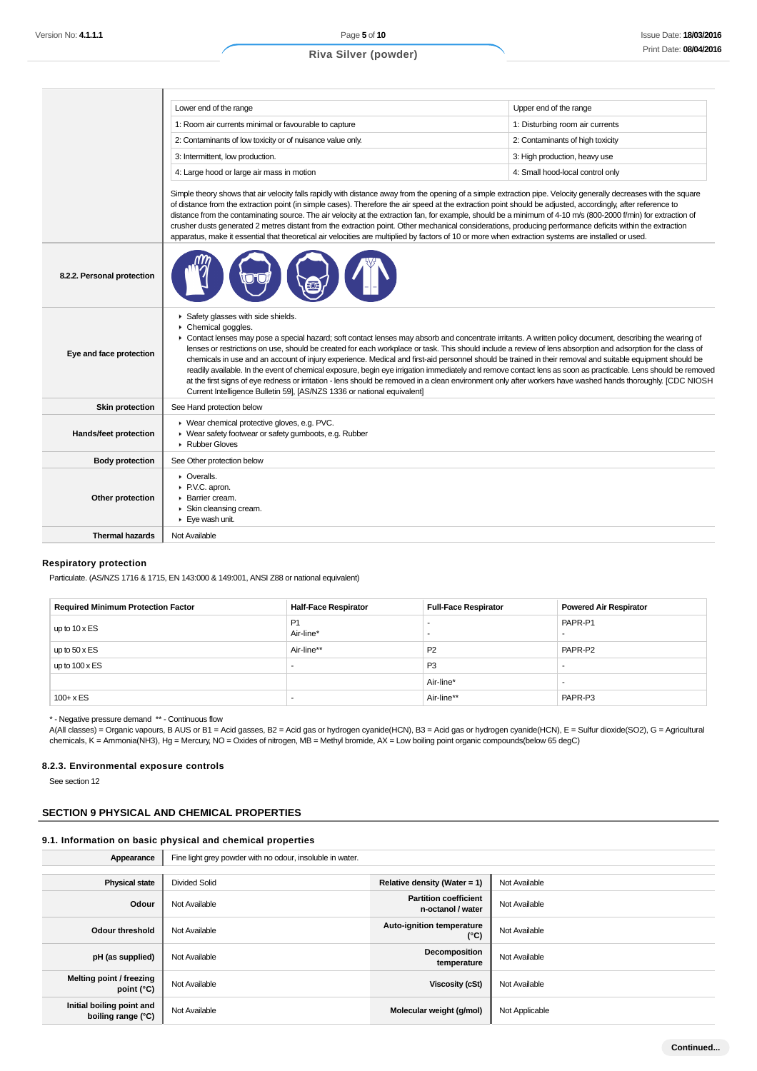| | |
|---|---|
| | Lower end of the range / Upper end of the range<br>1: Room air currents minimal or favourable to capture / 1: Disturbing room air currents<br>2: Contaminants of low toxicity or of nuisance value only. / 2: Contaminants of high toxicity<br>3: Intermittent, low production. / 3: High production, heavy use<br>4: Large hood or large air mass in motion / 4: Small hood-local control only<br><br>Simple theory shows that air velocity falls rapidly with distance away from the opening of a simple extraction pipe. Velocity generally decreases with the square of distance from the extraction point (in simple cases). Therefore the air speed at the extraction point should be adjusted, accordingly, after reference to distance from the contaminating source. The air velocity at the extraction fan, for example, should be a minimum of 4-10 m/s (800-2000 f/min) for extraction of crusher dusts generated 2 metres distant from the extraction point. Other mechanical considerations, producing performance deficits within the extraction apparatus, make it essential that theoretical air velocities are multiplied by factors of 10 or more when extraction systems are installed or used. |
| **8.2.2. Personal protection** | |
| **Eye and face protection** | ▸ Safety glasses with side shields.<br>▸ Chemical goggles.<br>▸ Contact lenses may pose a special hazard; soft contact lenses may absorb and concentrate irritants. A written policy document, describing the wearing of lenses or restrictions on use, should be created for each workplace or task. This should include a review of lens absorption and adsorption for the class of chemicals in use and an account of injury experience. Medical and first-aid personnel should be trained in their removal and suitable equipment should be readily available. In the event of chemical exposure, begin eye irrigation immediately and remove contact lens as soon as practicable. Lens should be removed at the first signs of eye redness or irritation - lens should be removed in a clean environment only after workers have washed hands thoroughly. [CDC NIOSH Current Intelligence Bulletin 59], [AS/NZS 1336 or national equivalent] |
| **Skin protection** | See Hand protection below |
| **Hands/feet protection** | ▸ Wear chemical protective gloves, e.g. PVC.<br>▸ Wear safety footwear or safety gumboots, e.g. Rubber<br>▸ Rubber Gloves |
| **Body protection** | See Other protection below |
| **Other protection** | ▸ Overalls.<br>▸ P.V.C. apron.<br>▸ Barrier cream.<br>▸ Skin cleansing cream.<br>▸ Eye wash unit. |
| **Thermal hazards** | Not Available |

### Respiratory protection

Particulate. (AS/NZS 1716 & 1715, EN 143:000 & 149:001, ANSI Z88 or national equivalent)

| Required Minimum Protection Factor | Half-Face Respirator | Full-Face Respirator | Powered Air Respirator |
|---|---|---|---|
| up to 10 x ES | P1<br>Air-line* | -<br>- | PAPR-P1<br>- |
| up to 50 x ES | Air-line** | P2 | PAPR-P2 |
| up to 100 x ES | - | P3 | - |
| | | Air-line* | - |
| 100+ x ES | - | Air-line** | PAPR-P3 |

* - Negative pressure demand ** - Continuous flow
A(All classes) = Organic vapours, B AUS or B1 = Acid gasses, B2 = Acid gas or hydrogen cyanide(HCN), B3 = Acid gas or hydrogen cyanide(HCN), E = Sulfur dioxide(SO2), G = Agricultural chemicals, K = Ammonia(NH3), Hg = Mercury, NO = Oxides of nitrogen, MB = Methyl bromide, AX = Low boiling point organic compounds(below 65 degC)

### 8.2.3. Environmental exposure controls

See section 12

## SECTION 9 PHYSICAL AND CHEMICAL PROPERTIES

### 9.1. Information on basic physical and chemical properties

| **Appearance** | Fine light grey powder with no odour, insoluble in water. | | |
|---|---|---|---|
| **Physical state** | Divided Solid | **Relative density (Water = 1)** | Not Available |
| **Odour** | Not Available | **Partition coefficient n-octanol / water** | Not Available |
| **Odour threshold** | Not Available | **Auto-ignition temperature (°C)** | Not Available |
| **pH (as supplied)** | Not Available | **Decomposition temperature** | Not Available |
| **Melting point / freezing point (°C)** | Not Available | **Viscosity (cSt)** | Not Available |
| **Initial boiling point and boiling range (°C)** | Not Available | **Molecular weight (g/mol)** | Not Applicable |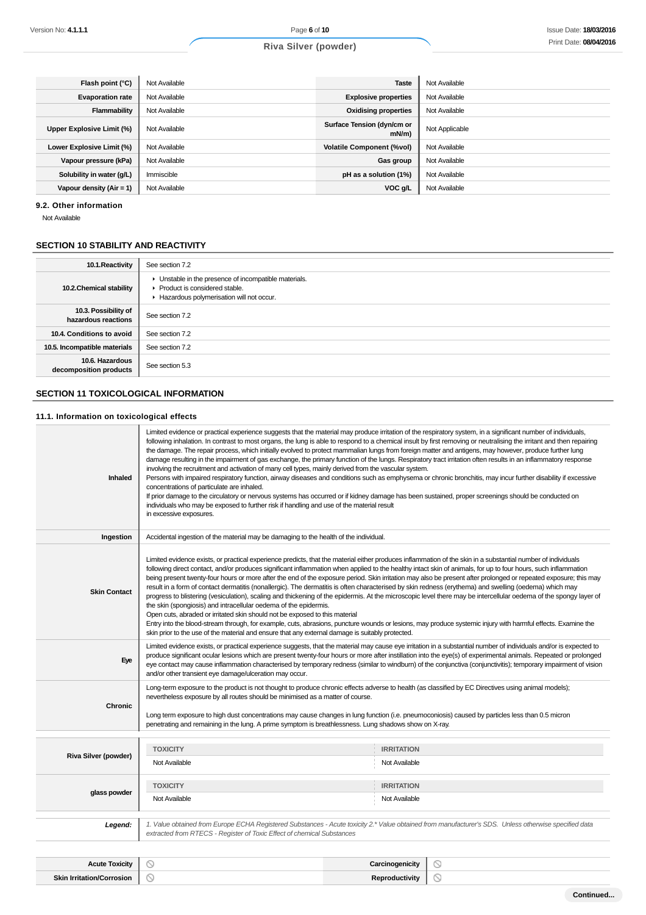| | | | |
|---|---|---|---|
| **Flash point (°C)** | Not Available | **Taste** | Not Available |
| **Evaporation rate** | Not Available | **Explosive properties** | Not Available |
| **Flammability** | Not Available | **Oxidising properties** | Not Available |
| **Upper Explosive Limit (%)** | Not Available | **Surface Tension (dyn/cm or mN/m)** | Not Applicable |
| **Lower Explosive Limit (%)** | Not Available | **Volatile Component (%vol)** | Not Available |
| **Vapour pressure (kPa)** | Not Available | **Gas group** | Not Available |
| **Solubility in water (g/L)** | Immiscible | **pH as a solution (1%)** | Not Available |
| **Vapour density (Air = 1)** | Not Available | **VOC g/L** | Not Available |

### 9.2. Other information

Not Available

## SECTION 10 STABILITY AND REACTIVITY

| | |
|---|---|
| **10.1.Reactivity** | See section 7.2 |
| **10.2.Chemical stability** | ▸ Unstable in the presence of incompatible materials.<br>▸ Product is considered stable.<br>▸ Hazardous polymerisation will not occur. |
| **10.3. Possibility of hazardous reactions** | See section 7.2 |
| **10.4. Conditions to avoid** | See section 7.2 |
| **10.5. Incompatible materials** | See section 7.2 |
| **10.6. Hazardous decomposition products** | See section 5.3 |

## SECTION 11 TOXICOLOGICAL INFORMATION

### 11.1. Information on toxicological effects

| | |
|---|---|
| **Inhaled** | Limited evidence or practical experience suggests that the material may produce irritation of the respiratory system, in a significant number of individuals, following inhalation. In contrast to most organs, the lung is able to respond to a chemical insult by first removing or neutralising the irritant and then repairing the damage. The repair process, which initially evolved to protect mammalian lungs from foreign matter and antigens, may however, produce further lung damage resulting in the impairment of gas exchange, the primary function of the lungs. Respiratory tract irritation often results in an inflammatory response involving the recruitment and activation of many cell types, mainly derived from the vascular system.<br>Persons with impaired respiratory function, airway diseases and conditions such as emphysema or chronic bronchitis, may incur further disability if excessive concentrations of particulate are inhaled.<br>If prior damage to the circulatory or nervous systems has occurred or if kidney damage has been sustained, proper screenings should be conducted on individuals who may be exposed to further risk if handling and use of the material result<br>in excessive exposures. |
| **Ingestion** | Accidental ingestion of the material may be damaging to the health of the individual. |
| **Skin Contact** | Limited evidence exists, or practical experience predicts, that the material either produces inflammation of the skin in a substantial number of individuals following direct contact, and/or produces significant inflammation when applied to the healthy intact skin of animals, for up to four hours, such inflammation being present twenty-four hours or more after the end of the exposure period. Skin irritation may also be present after prolonged or repeated exposure; this may result in a form of contact dermatitis (nonallergic). The dermatitis is often characterised by skin redness (erythema) and swelling (oedema) which may progress to blistering (vesiculation), scaling and thickening of the epidermis. At the microscopic level there may be intercellular oedema of the spongy layer of the skin (spongiosis) and intracellular oedema of the epidermis.<br>Open cuts, abraded or irritated skin should not be exposed to this material<br>Entry into the blood-stream through, for example, cuts, abrasions, puncture wounds or lesions, may produce systemic injury with harmful effects. Examine the skin prior to the use of the material and ensure that any external damage is suitably protected. |
| **Eye** | Limited evidence exists, or practical experience suggests, that the material may cause eye irritation in a substantial number of individuals and/or is expected to produce significant ocular lesions which are present twenty-four hours or more after instillation into the eye(s) of experimental animals. Repeated or prolonged eye contact may cause inflammation characterised by temporary redness (similar to windburn) of the conjunctiva (conjunctivitis); temporary impairment of vision and/or other transient eye damage/ulceration may occur. |
| **Chronic** | Long-term exposure to the product is not thought to produce chronic effects adverse to health (as classified by EC Directives using animal models); nevertheless exposure by all routes should be minimised as a matter of course.<br><br>Long term exposure to high dust concentrations may cause changes in lung function (i.e. pneumoconiosis) caused by particles less than 0.5 micron penetrating and remaining in the lung. A prime symptom is breathlessness. Lung shadows show on X-ray. |

| | TOXICITY | IRRITATION |
|---|---|---|
| **Riva Silver (powder)** | Not Available | Not Available |
| **glass powder** | Not Available | Not Available |

| | |
|---|---|
| ***Legend:*** | *1. Value obtained from Europe ECHA Registered Substances - Acute toxicity 2.\* Value obtained from manufacturer's SDS. Unless otherwise specified data extracted from RTECS - Register of Toxic Effect of chemical Substances* |

| | | | |
|---|---|---|---|
| **Acute Toxicity** | ⃠ | **Carcinogenicity** | ⃠ |
| **Skin Irritation/Corrosion** | ⃠ | **Reproductivity** | ⃠ |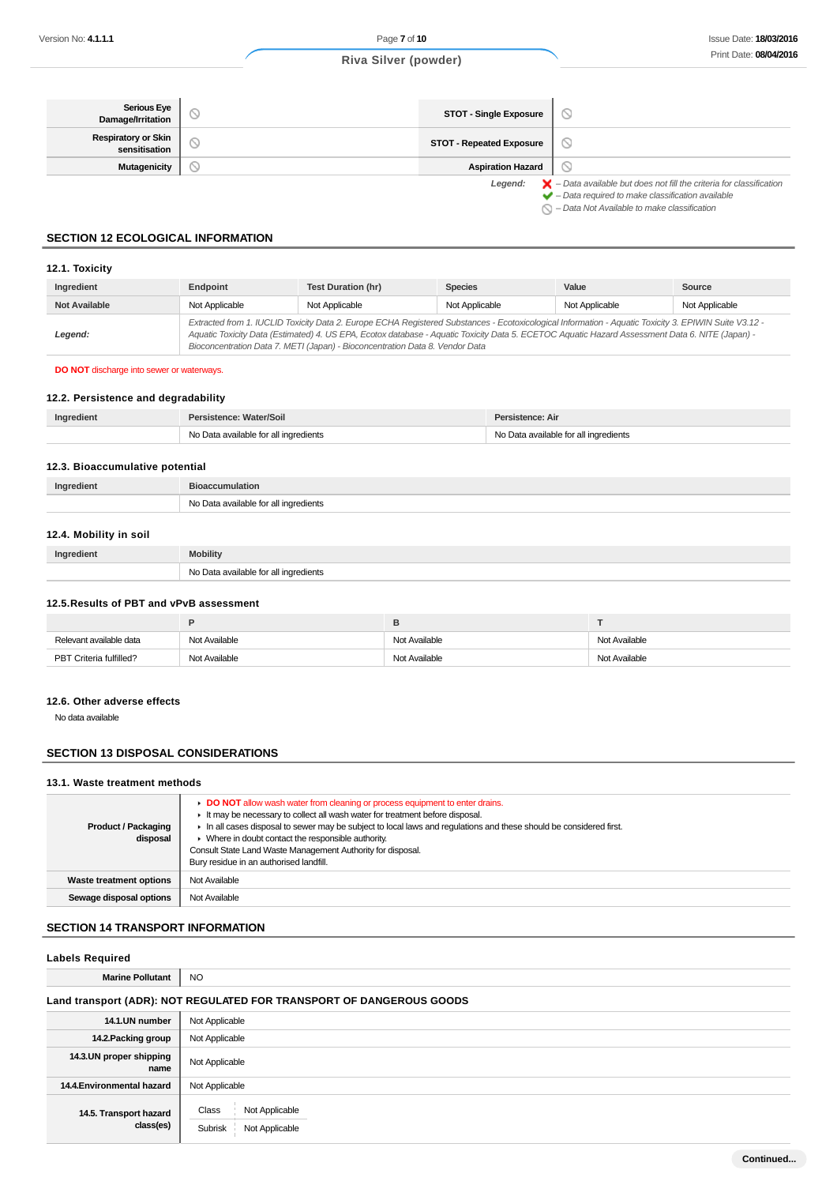| Serious Eye Damage/Irritation | ⃠ | STOT - Single Exposure | ⃠ |
|---|---|---|---|
| Respiratory or Skin sensitisation | ⃠ | STOT - Repeated Exposure | ⃠ |
| Mutagenicity | ⃠ | Aspiration Hazard | ⃠ |

*Legend:*
- ❌ *– Data available but does not fill the criteria for classification*
- ✔ *– Data required to make classification available*
- ⃠ *– Data Not Available to make classification*

## SECTION 12 ECOLOGICAL INFORMATION

### 12.1. Toxicity

| Ingredient | Endpoint | Test Duration (hr) | Species | Value | Source |
|---|---|---|---|---|---|
| Not Available | Not Applicable | Not Applicable | Not Applicable | Not Applicable | Not Applicable |
| ***Legend:*** | *Extracted from 1. IUCLID Toxicity Data 2. Europe ECHA Registered Substances - Ecotoxicological Information - Aquatic Toxicity 3. EPIWIN Suite V3.12 - Aquatic Toxicity Data (Estimated) 4. US EPA, Ecotox database - Aquatic Toxicity Data 5. ECETOC Aquatic Hazard Assessment Data 6. NITE (Japan) - Bioconcentration Data 7. METI (Japan) - Bioconcentration Data 8. Vendor Data* | | | | |

**DO NOT** discharge into sewer or waterways.

### 12.2. Persistence and degradability

| Ingredient | Persistence: Water/Soil | Persistence: Air |
|---|---|---|
| | No Data available for all ingredients | No Data available for all ingredients |

### 12.3. Bioaccumulative potential

| Ingredient | Bioaccumulation |
|---|---|
| | No Data available for all ingredients |

### 12.4. Mobility in soil

| Ingredient | Mobility |
|---|---|
| | No Data available for all ingredients |

### 12.5.Results of PBT and vPvB assessment

| | P | B | T |
|---|---|---|---|
| Relevant available data | Not Available | Not Available | Not Available |
| PBT Criteria fulfilled? | Not Available | Not Available | Not Available |

### 12.6. Other adverse effects

No data available

## SECTION 13 DISPOSAL CONSIDERATIONS

### 13.1. Waste treatment methods

| | |
|---|---|
| **Product / Packaging disposal** | ▸ **DO NOT** allow wash water from cleaning or process equipment to enter drains.<br>▸ It may be necessary to collect all wash water for treatment before disposal.<br>▸ In all cases disposal to sewer may be subject to local laws and regulations and these should be considered first.<br>▸ Where in doubt contact the responsible authority.<br>Consult State Land Waste Management Authority for disposal.<br>Bury residue in an authorised landfill. |
| **Waste treatment options** | Not Available |
| **Sewage disposal options** | Not Available |

## SECTION 14 TRANSPORT INFORMATION

### Labels Required

| | |
|---|---|
| **Marine Pollutant** | NO |

### Land transport (ADR): NOT REGULATED FOR TRANSPORT OF DANGEROUS GOODS

| | |
|---|---|
| **14.1.UN number** | Not Applicable |
| **14.2.Packing group** | Not Applicable |
| **14.3.UN proper shipping name** | Not Applicable |
| **14.4.Environmental hazard** | Not Applicable |
| **14.5. Transport hazard class(es)** | Class: Not Applicable<br>Subrisk: Not Applicable |

Continued...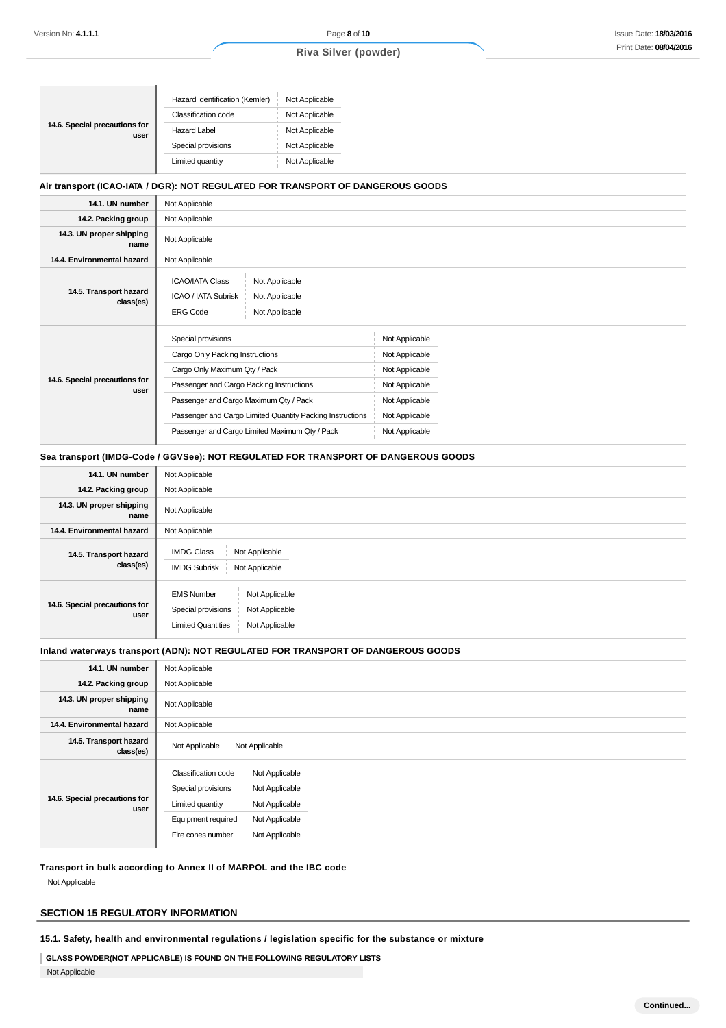| | | |
|---|---|---|
| **14.6. Special precautions for user** | Hazard identification (Kemler) | Not Applicable |
| | Classification code | Not Applicable |
| | Hazard Label | Not Applicable |
| | Special provisions | Not Applicable |
| | Limited quantity | Not Applicable |

**Air transport (ICAO-IATA / DGR): NOT REGULATED FOR TRANSPORT OF DANGEROUS GOODS**

| | |
|---|---|
| **14.1. UN number** | Not Applicable |
| **14.2. Packing group** | Not Applicable |
| **14.3. UN proper shipping name** | Not Applicable |
| **14.4. Environmental hazard** | Not Applicable |
| **14.5. Transport hazard class(es)** | ICAO/IATA Class: Not Applicable<br>ICAO / IATA Subrisk: Not Applicable<br>ERG Code: Not Applicable |
| **14.6. Special precautions for user** | Special provisions: Not Applicable<br>Cargo Only Packing Instructions: Not Applicable<br>Cargo Only Maximum Qty / Pack: Not Applicable<br>Passenger and Cargo Packing Instructions: Not Applicable<br>Passenger and Cargo Maximum Qty / Pack: Not Applicable<br>Passenger and Cargo Limited Quantity Packing Instructions: Not Applicable<br>Passenger and Cargo Limited Maximum Qty / Pack: Not Applicable |

**Sea transport (IMDG-Code / GGVSee): NOT REGULATED FOR TRANSPORT OF DANGEROUS GOODS**

| | |
|---|---|
| **14.1. UN number** | Not Applicable |
| **14.2. Packing group** | Not Applicable |
| **14.3. UN proper shipping name** | Not Applicable |
| **14.4. Environmental hazard** | Not Applicable |
| **14.5. Transport hazard class(es)** | IMDG Class: Not Applicable<br>IMDG Subrisk: Not Applicable |
| **14.6. Special precautions for user** | EMS Number: Not Applicable<br>Special provisions: Not Applicable<br>Limited Quantities: Not Applicable |

**Inland waterways transport (ADN): NOT REGULATED FOR TRANSPORT OF DANGEROUS GOODS**

| | |
|---|---|
| **14.1. UN number** | Not Applicable |
| **14.2. Packing group** | Not Applicable |
| **14.3. UN proper shipping name** | Not Applicable |
| **14.4. Environmental hazard** | Not Applicable |
| **14.5. Transport hazard class(es)** | Not Applicable: Not Applicable |
| **14.6. Special precautions for user** | Classification code: Not Applicable<br>Special provisions: Not Applicable<br>Limited quantity: Not Applicable<br>Equipment required: Not Applicable<br>Fire cones number: Not Applicable |

**Transport in bulk according to Annex II of MARPOL and the IBC code**

Not Applicable

## SECTION 15 REGULATORY INFORMATION

**15.1. Safety, health and environmental regulations / legislation specific for the substance or mixture**

**GLASS POWDER(NOT APPLICABLE) IS FOUND ON THE FOLLOWING REGULATORY LISTS**

Not Applicable

Continued...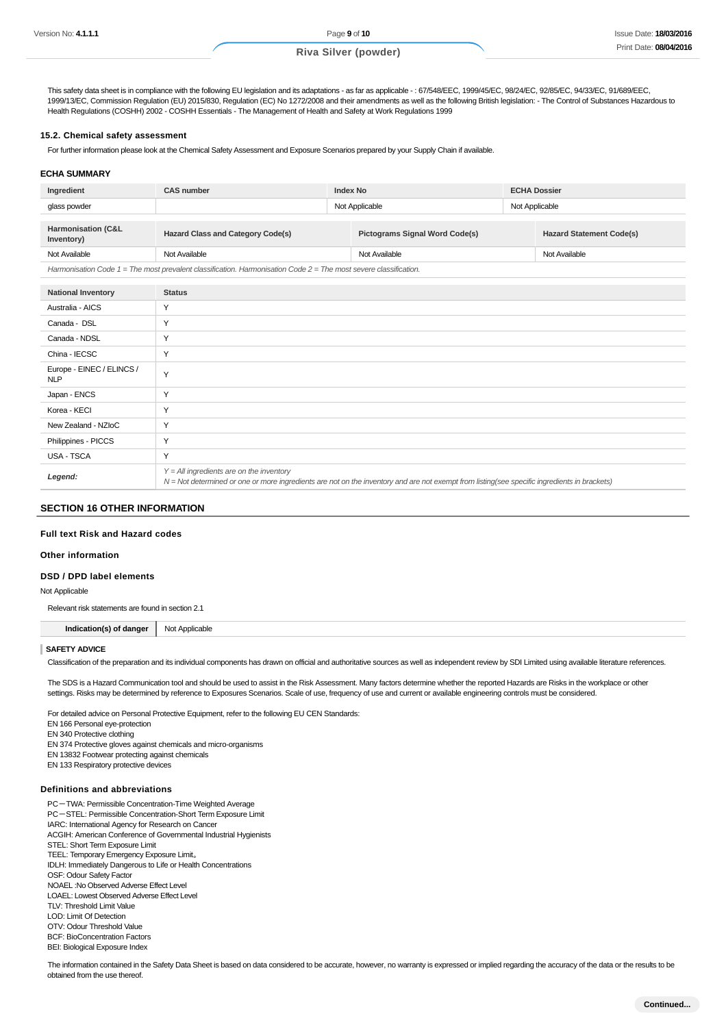This safety data sheet is in compliance with the following EU legislation and its adaptations - as far as applicable - : 67/548/EEC, 1999/45/EC, 98/24/EC, 92/85/EC, 94/33/EC, 91/689/EEC, 1999/13/EC, Commission Regulation (EU) 2015/830, Regulation (EC) No 1272/2008 and their amendments as well as the following British legislation: - The Control of Substances Hazardous to Health Regulations (COSHH) 2002 - COSHH Essentials - The Management of Health and Safety at Work Regulations 1999

### 15.2. Chemical safety assessment

For further information please look at the Chemical Safety Assessment and Exposure Scenarios prepared by your Supply Chain if available.

### ECHA SUMMARY

| Ingredient | CAS number | Index No | ECHA Dossier |
|---|---|---|---|
| glass powder | | Not Applicable | Not Applicable |

| Harmonisation (C&L Inventory) | Hazard Class and Category Code(s) | Pictograms Signal Word Code(s) | Hazard Statement Code(s) |
|---|---|---|---|
| Not Available | Not Available | Not Available | Not Available |

*Harmonisation Code 1 = The most prevalent classification. Harmonisation Code 2 = The most severe classification.*

| National Inventory | Status |
|---|---|
| Australia - AICS | Y |
| Canada - DSL | Y |
| Canada - NDSL | Y |
| China - IECSC | Y |
| Europe - EINEC / ELINCS / NLP | Y |
| Japan - ENCS | Y |
| Korea - KECI | Y |
| New Zealand - NZIoC | Y |
| Philippines - PICCS | Y |
| USA - TSCA | Y |
| ***Legend:*** | *Y = All ingredients are on the inventory*<br>*N = Not determined or one or more ingredients are not on the inventory and are not exempt from listing(see specific ingredients in brackets)* |

## SECTION 16 OTHER INFORMATION

### Full text Risk and Hazard codes

### Other information

### DSD / DPD label elements

Not Applicable

Relevant risk statements are found in section 2.1

| Indication(s) of danger | Not Applicable |
|---|---|

#### SAFETY ADVICE

Classification of the preparation and its individual components has drawn on official and authoritative sources as well as independent review by SDI Limited using available literature references.

The SDS is a Hazard Communication tool and should be used to assist in the Risk Assessment. Many factors determine whether the reported Hazards are Risks in the workplace or other settings. Risks may be determined by reference to Exposures Scenarios. Scale of use, frequency of use and current or available engineering controls must be considered.

For detailed advice on Personal Protective Equipment, refer to the following EU CEN Standards:
EN 166 Personal eye-protection
EN 340 Protective clothing
EN 374 Protective gloves against chemicals and micro-organisms
EN 13832 Footwear protecting against chemicals
EN 133 Respiratory protective devices

### Definitions and abbreviations

PC－TWA: Permissible Concentration-Time Weighted Average
PC－STEL: Permissible Concentration-Short Term Exposure Limit
IARC: International Agency for Research on Cancer
ACGIH: American Conference of Governmental Industrial Hygienists
STEL: Short Term Exposure Limit
TEEL: Temporary Emergency Exposure Limit。
IDLH: Immediately Dangerous to Life or Health Concentrations
OSF: Odour Safety Factor
NOAEL :No Observed Adverse Effect Level
LOAEL: Lowest Observed Adverse Effect Level
TLV: Threshold Limit Value
LOD: Limit Of Detection
OTV: Odour Threshold Value
BCF: BioConcentration Factors
BEI: Biological Exposure Index

The information contained in the Safety Data Sheet is based on data considered to be accurate, however, no warranty is expressed or implied regarding the accuracy of the data or the results to be obtained from the use thereof.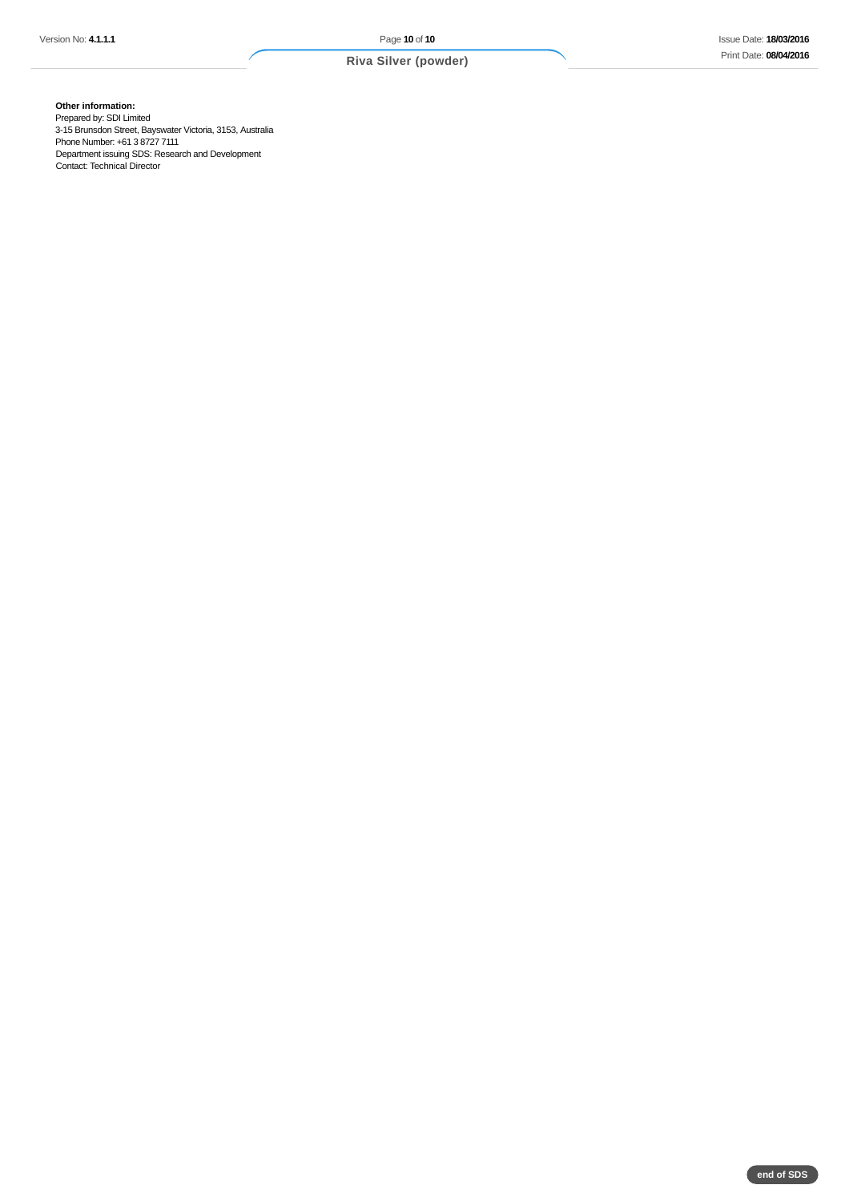**Other information:**
Prepared by: SDI Limited
3-15 Brunsdon Street, Bayswater Victoria, 3153, Australia
Phone Number: +61 3 8727 7111
Department issuing SDS: Research and Development
Contact: Technical Director

end of SDS